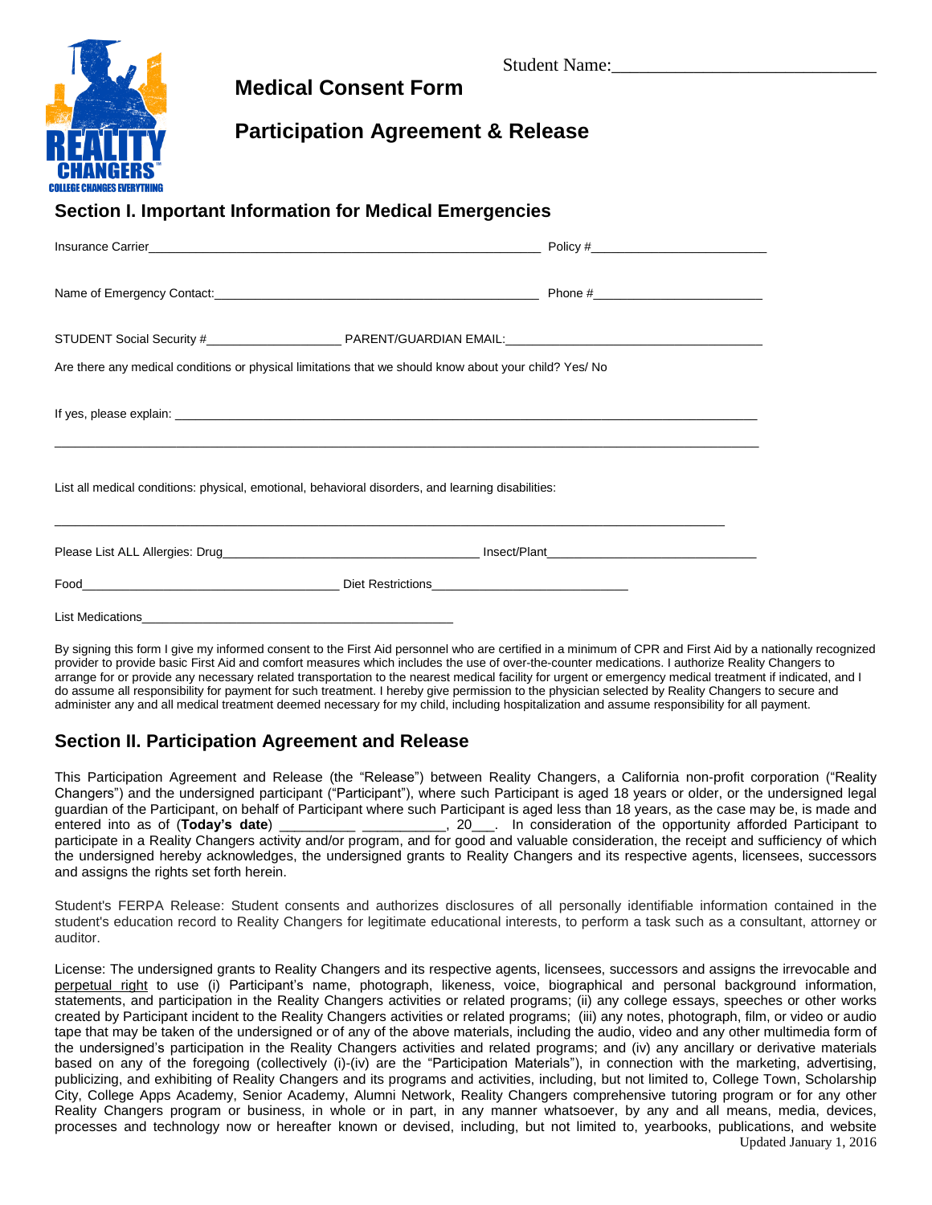Student Name:\_\_\_\_\_\_\_\_\_\_\_\_\_\_\_\_\_\_\_\_\_\_\_\_\_\_\_\_

REALITY CHANGERS
COLLEGE CHANGES EVERYTHING

# Medical Consent Form

# Participation Agreement & Release

## Section I. Important Information for Medical Emergencies

Insurance Carrier\_\_\_\_\_\_\_\_\_\_\_\_\_\_\_\_\_\_\_\_\_\_\_\_\_\_\_\_\_\_\_\_\_\_\_\_\_\_\_\_\_\_\_\_\_\_\_\_\_\_\_\_ Policy #\_\_\_\_\_\_\_\_\_\_\_\_\_\_\_\_\_\_\_\_\_\_\_\_

Name of Emergency Contact:\_\_\_\_\_\_\_\_\_\_\_\_\_\_\_\_\_\_\_\_\_\_\_\_\_\_\_\_\_\_\_\_\_\_\_\_\_\_\_\_\_\_\_\_ Phone #\_\_\_\_\_\_\_\_\_\_\_\_\_\_\_\_\_\_\_\_\_\_\_\_

STUDENT Social Security #\_\_\_\_\_\_\_\_\_\_\_\_\_\_\_\_\_\_\_ PARENT/GUARDIAN EMAIL:\_\_\_\_\_\_\_\_\_\_\_\_\_\_\_\_\_\_\_\_\_\_\_\_\_\_\_\_\_\_\_\_\_\_\_\_

Are there any medical conditions or physical limitations that we should know about your child? Yes/ No

If yes, please explain: \_\_\_\_\_\_\_\_\_\_\_\_\_\_\_\_\_\_\_\_\_\_\_\_\_\_\_\_\_\_\_\_\_\_\_\_\_\_\_\_\_\_\_\_\_\_\_\_\_\_\_\_\_\_\_\_\_\_\_\_\_\_\_\_\_\_\_\_\_\_\_\_\_\_\_\_\_\_

\_\_\_\_\_\_\_\_\_\_\_\_\_\_\_\_\_\_\_\_\_\_\_\_\_\_\_\_\_\_\_\_\_\_\_\_\_\_\_\_\_\_\_\_\_\_\_\_\_\_\_\_\_\_\_\_\_\_\_\_\_\_\_\_\_\_\_\_\_\_\_\_\_\_\_\_\_\_\_\_\_\_\_\_\_\_\_\_\_\_\_\_\_\_\_\_

List all medical conditions: physical, emotional, behavioral disorders, and learning disabilities:

\_\_\_\_\_\_\_\_\_\_\_\_\_\_\_\_\_\_\_\_\_\_\_\_\_\_\_\_\_\_\_\_\_\_\_\_\_\_\_\_\_\_\_\_\_\_\_\_\_\_\_\_\_\_\_\_\_\_\_\_\_\_\_\_\_\_\_\_\_\_\_\_\_\_\_\_\_\_\_\_\_\_\_\_\_\_\_\_\_\_\_

Please List ALL Allergies: Drug\_\_\_\_\_\_\_\_\_\_\_\_\_\_\_\_\_\_\_\_\_\_\_\_\_\_\_\_\_\_\_\_\_\_\_\_ Insect/Plant\_\_\_\_\_\_\_\_\_\_\_\_\_\_\_\_\_\_\_\_\_\_\_\_\_\_\_\_\_\_

Food\_\_\_\_\_\_\_\_\_\_\_\_\_\_\_\_\_\_\_\_\_\_\_\_\_\_\_\_\_\_\_\_\_\_\_\_\_\_ Diet Restrictions\_\_\_\_\_\_\_\_\_\_\_\_\_\_\_\_\_\_\_\_\_\_\_\_\_\_\_\_\_

List Medications\_\_\_\_\_\_\_\_\_\_\_\_\_\_\_\_\_\_\_\_\_\_\_\_\_\_\_\_\_\_\_\_\_\_\_\_\_\_\_\_\_\_\_\_\_\_\_

By signing this form I give my informed consent to the First Aid personnel who are certified in a minimum of CPR and First Aid by a nationally recognized provider to provide basic First Aid and comfort measures which includes the use of over-the-counter medications. I authorize Reality Changers to arrange for or provide any necessary related transportation to the nearest medical facility for urgent or emergency medical treatment if indicated, and I do assume all responsibility for payment for such treatment. I hereby give permission to the physician selected by Reality Changers to secure and administer any and all medical treatment deemed necessary for my child, including hospitalization and assume responsibility for all payment.

## Section II. Participation Agreement and Release

This Participation Agreement and Release (the "Release") between Reality Changers, a California non-profit corporation ("Reality Changers") and the undersigned participant ("Participant"), where such Participant is aged 18 years or older, or the undersigned legal guardian of the Participant, on behalf of Participant where such Participant is aged less than 18 years, as the case may be, is made and entered into as of (**Today's date**) \_\_\_\_\_\_\_\_\_\_ \_\_\_\_\_\_\_\_\_\_\_, 20\_\_\_. In consideration of the opportunity afforded Participant to participate in a Reality Changers activity and/or program, and for good and valuable consideration, the receipt and sufficiency of which the undersigned hereby acknowledges, the undersigned grants to Reality Changers and its respective agents, licensees, successors and assigns the rights set forth herein.

Student's FERPA Release: Student consents and authorizes disclosures of all personally identifiable information contained in the student's education record to Reality Changers for legitimate educational interests, to perform a task such as a consultant, attorney or auditor.

License: The undersigned grants to Reality Changers and its respective agents, licensees, successors and assigns the irrevocable and perpetual right to use (i) Participant's name, photograph, likeness, voice, biographical and personal background information, statements, and participation in the Reality Changers activities or related programs; (ii) any college essays, speeches or other works created by Participant incident to the Reality Changers activities or related programs; (iii) any notes, photograph, film, or video or audio tape that may be taken of the undersigned or of any of the above materials, including the audio, video and any other multimedia form of the undersigned's participation in the Reality Changers activities and related programs; and (iv) any ancillary or derivative materials based on any of the foregoing (collectively (i)-(iv) are the "Participation Materials"), in connection with the marketing, advertising, publicizing, and exhibiting of Reality Changers and its programs and activities, including, but not limited to, College Town, Scholarship City, College Apps Academy, Senior Academy, Alumni Network, Reality Changers comprehensive tutoring program or for any other Reality Changers program or business, in whole or in part, in any manner whatsoever, by any and all means, media, devices, processes and technology now or hereafter known or devised, including, but not limited to, yearbooks, publications, and website

Updated January 1, 2016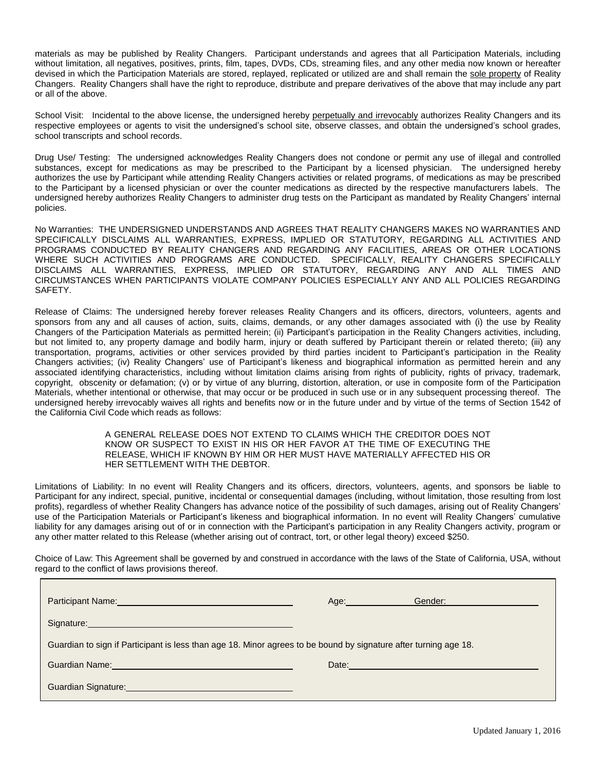materials as may be published by Reality Changers. Participant understands and agrees that all Participation Materials, including without limitation, all negatives, positives, prints, film, tapes, DVDs, CDs, streaming files, and any other media now known or hereafter devised in which the Participation Materials are stored, replayed, replicated or utilized are and shall remain the sole property of Reality Changers. Reality Changers shall have the right to reproduce, distribute and prepare derivatives of the above that may include any part or all of the above.

School Visit: Incidental to the above license, the undersigned hereby perpetually and irrevocably authorizes Reality Changers and its respective employees or agents to visit the undersigned's school site, observe classes, and obtain the undersigned's school grades, school transcripts and school records.

Drug Use/ Testing: The undersigned acknowledges Reality Changers does not condone or permit any use of illegal and controlled substances, except for medications as may be prescribed to the Participant by a licensed physician. The undersigned hereby authorizes the use by Participant while attending Reality Changers activities or related programs, of medications as may be prescribed to the Participant by a licensed physician or over the counter medications as directed by the respective manufacturers labels. The undersigned hereby authorizes Reality Changers to administer drug tests on the Participant as mandated by Reality Changers' internal policies.

No Warranties: THE UNDERSIGNED UNDERSTANDS AND AGREES THAT REALITY CHANGERS MAKES NO WARRANTIES AND SPECIFICALLY DISCLAIMS ALL WARRANTIES, EXPRESS, IMPLIED OR STATUTORY, REGARDING ALL ACTIVITIES AND PROGRAMS CONDUCTED BY REALITY CHANGERS AND REGARDING ANY FACILITIES, AREAS OR OTHER LOCATIONS WHERE SUCH ACTIVITIES AND PROGRAMS ARE CONDUCTED. SPECIFICALLY, REALITY CHANGERS SPECIFICALLY DISCLAIMS ALL WARRANTIES, EXPRESS, IMPLIED OR STATUTORY, REGARDING ANY AND ALL TIMES AND CIRCUMSTANCES WHEN PARTICIPANTS VIOLATE COMPANY POLICIES ESPECIALLY ANY AND ALL POLICIES REGARDING SAFETY.

Release of Claims: The undersigned hereby forever releases Reality Changers and its officers, directors, volunteers, agents and sponsors from any and all causes of action, suits, claims, demands, or any other damages associated with (i) the use by Reality Changers of the Participation Materials as permitted herein; (ii) Participant's participation in the Reality Changers activities, including, but not limited to, any property damage and bodily harm, injury or death suffered by Participant therein or related thereto; (iii) any transportation, programs, activities or other services provided by third parties incident to Participant's participation in the Reality Changers activities; (iv) Reality Changers' use of Participant's likeness and biographical information as permitted herein and any associated identifying characteristics, including without limitation claims arising from rights of publicity, rights of privacy, trademark, copyright, obscenity or defamation; (v) or by virtue of any blurring, distortion, alteration, or use in composite form of the Participation Materials, whether intentional or otherwise, that may occur or be produced in such use or in any subsequent processing thereof. The undersigned hereby irrevocably waives all rights and benefits now or in the future under and by virtue of the terms of Section 1542 of the California Civil Code which reads as follows:

> A GENERAL RELEASE DOES NOT EXTEND TO CLAIMS WHICH THE CREDITOR DOES NOT KNOW OR SUSPECT TO EXIST IN HIS OR HER FAVOR AT THE TIME OF EXECUTING THE RELEASE, WHICH IF KNOWN BY HIM OR HER MUST HAVE MATERIALLY AFFECTED HIS OR HER SETTLEMENT WITH THE DEBTOR.

Limitations of Liability: In no event will Reality Changers and its officers, directors, volunteers, agents, and sponsors be liable to Participant for any indirect, special, punitive, incidental or consequential damages (including, without limitation, those resulting from lost profits), regardless of whether Reality Changers has advance notice of the possibility of such damages, arising out of Reality Changers' use of the Participation Materials or Participant's likeness and biographical information. In no event will Reality Changers' cumulative liability for any damages arising out of or in connection with the Participant's participation in any Reality Changers activity, program or any other matter related to this Release (whether arising out of contract, tort, or other legal theory) exceed $250.

Choice of Law: This Agreement shall be governed by and construed in accordance with the laws of the State of California, USA, without regard to the conflict of laws provisions thereof.

Participant Name:\_\_\_\_\_\_\_\_\_\_\_\_\_\_\_\_\_\_\_\_\_\_\_\_\_\_\_\_ Age:\_\_\_\_\_\_\_\_\_\_ Gender:\_\_\_\_\_\_\_\_\_\_\_\_\_\_

Signature:\_\_\_\_\_\_\_\_\_\_\_\_\_\_\_\_\_\_\_\_\_\_\_\_\_\_\_\_\_\_\_\_\_\_

Guardian to sign if Participant is less than age 18. Minor agrees to be bound by signature after turning age 18.

Guardian Name:\_\_\_\_\_\_\_\_\_\_\_\_\_\_\_\_\_\_\_\_\_\_\_\_\_\_\_\_\_\_ Date:\_\_\_\_\_\_\_\_\_\_\_\_\_\_\_\_\_\_\_\_\_\_\_\_\_\_\_\_

Guardian Signature:\_\_\_\_\_\_\_\_\_\_\_\_\_\_\_\_\_\_\_\_\_\_\_\_\_\_\_

Updated January 1, 2016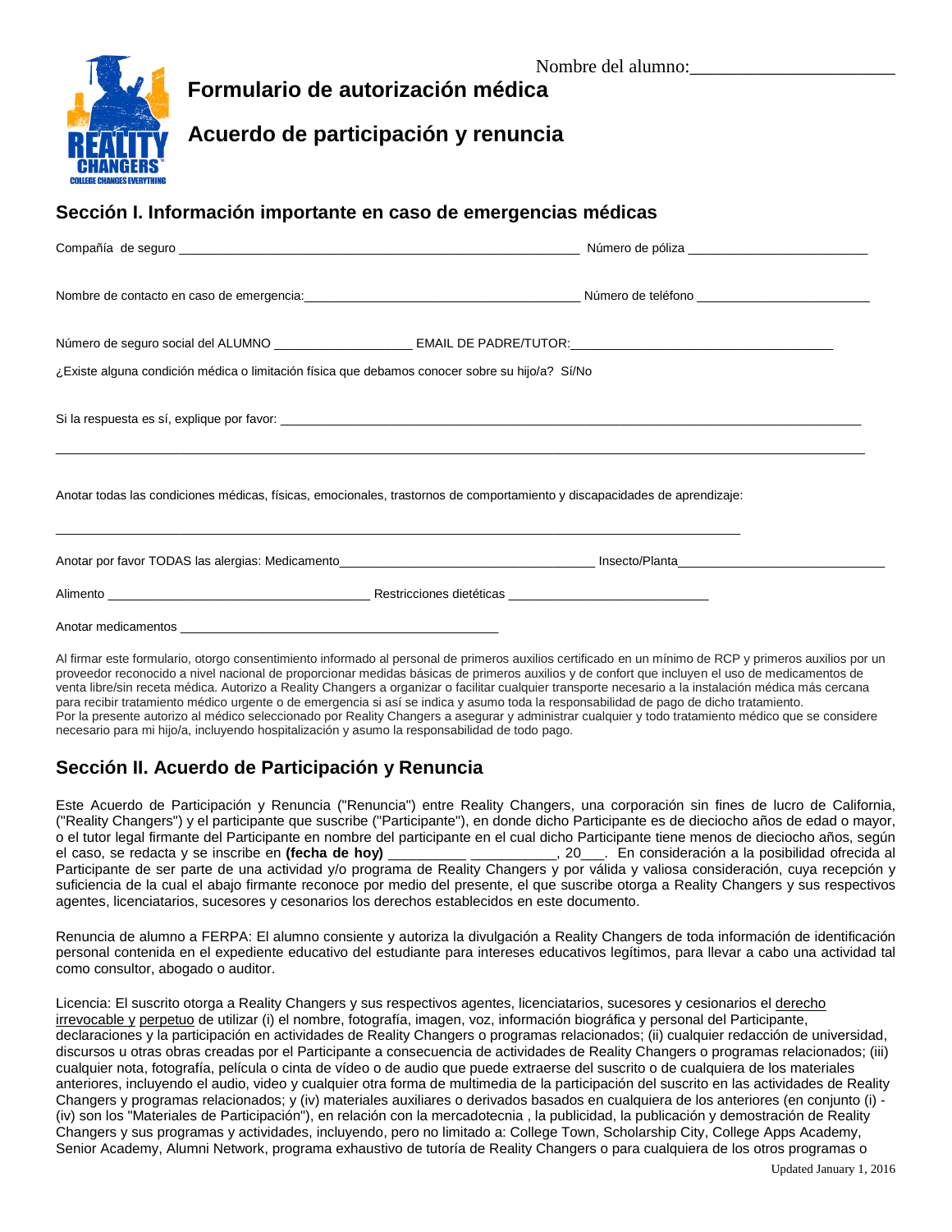Nombre del alumno:_______________________

# Formulario de autorización médica

# Acuerdo de participación y renuncia

## Sección I. Información importante en caso de emergencias médicas

Compañía de seguro _______________________________________________ Número de póliza ______________________

Nombre de contacto en caso de emergencia:____________________________________ Número de teléfono ______________________

Número de seguro social del ALUMNO __________________ EMAIL DE PADRE/TUTOR:__________________________________

¿Existe alguna condición médica o limitación física que debamos conocer sobre su hijo/a? Sí/No

Si la respuesta es sí, explique por favor: ______________________________________________________________________________

_____________________________________________________________________________________________________

Anotar todas las condiciones médicas, físicas, emocionales, trastornos de comportamiento y discapacidades de aprendizaje:

_____________________________________________________________________________________________

Anotar por favor TODAS las alergias: Medicamento_________________________________ Insecto/Planta___________________________

Alimento ___________________________________ Restricciones dietéticas ___________________________

Anotar medicamentos __________________________________________

Al firmar este formulario, otorgo consentimiento informado al personal de primeros auxilios certificado en un mínimo de RCP y primeros auxilios por un proveedor reconocido a nivel nacional de proporcionar medidas básicas de primeros auxilios y de confort que incluyen el uso de medicamentos de venta libre/sin receta médica. Autorizo a Reality Changers a organizar o facilitar cualquier transporte necesario a la instalación médica más cercana para recibir tratamiento médico urgente o de emergencia si así se indica y asumo toda la responsabilidad de pago de dicho tratamiento. Por la presente autorizo al médico seleccionado por Reality Changers a asegurar y administrar cualquier y todo tratamiento médico que se considere necesario para mi hijo/a, incluyendo hospitalización y asumo la responsabilidad de todo pago.

## Sección II. Acuerdo de Participación y Renuncia

Este Acuerdo de Participación y Renuncia ("Renuncia") entre Reality Changers, una corporación sin fines de lucro de California, ("Reality Changers") y el participante que suscribe ("Participante"), en donde dicho Participante es de dieciocho años de edad o mayor, o el tutor legal firmante del Participante en nombre del participante en el cual dicho Participante tiene menos de dieciocho años, según el caso, se redacta y se inscribe en **(fecha de hoy)** _________ __________, 20___. En consideración a la posibilidad ofrecida al Participante de ser parte de una actividad y/o programa de Reality Changers y por válida y valiosa consideración, cuya recepción y suficiencia de la cual el abajo firmante reconoce por medio del presente, el que suscribe otorga a Reality Changers y sus respectivos agentes, licenciatarios, sucesores y cesonarios los derechos establecidos en este documento.

Renuncia de alumno a FERPA: El alumno consiente y autoriza la divulgación a Reality Changers de toda información de identificación personal contenida en el expediente educativo del estudiante para intereses educativos legítimos, para llevar a cabo una actividad tal como consultor, abogado o auditor.

Licencia: El suscrito otorga a Reality Changers y sus respectivos agentes, licenciatarios, sucesores y cesionarios el derecho irrevocable y perpetuo de utilizar (i) el nombre, fotografía, imagen, voz, información biográfica y personal del Participante, declaraciones y la participación en actividades de Reality Changers o programas relacionados; (ii) cualquier redacción de universidad, discursos u otras obras creadas por el Participante a consecuencia de actividades de Reality Changers o programas relacionados; (iii) cualquier nota, fotografía, película o cinta de vídeo o de audio que puede extraerse del suscrito o de cualquiera de los materiales anteriores, incluyendo el audio, video y cualquier otra forma de multimedia de la participación del suscrito en las actividades de Reality Changers y programas relacionados; y (iv) materiales auxiliares o derivados basados en cualquiera de los anteriores (en conjunto (i) - (iv) son los "Materiales de Participación"), en relación con la mercadotecnia , la publicidad, la publicación y demostración de Reality Changers y sus programas y actividades, incluyendo, pero no limitado a: College Town, Scholarship City, College Apps Academy, Senior Academy, Alumni Network, programa exhaustivo de tutoría de Reality Changers o para cualquiera de los otros programas o

Updated January 1, 2016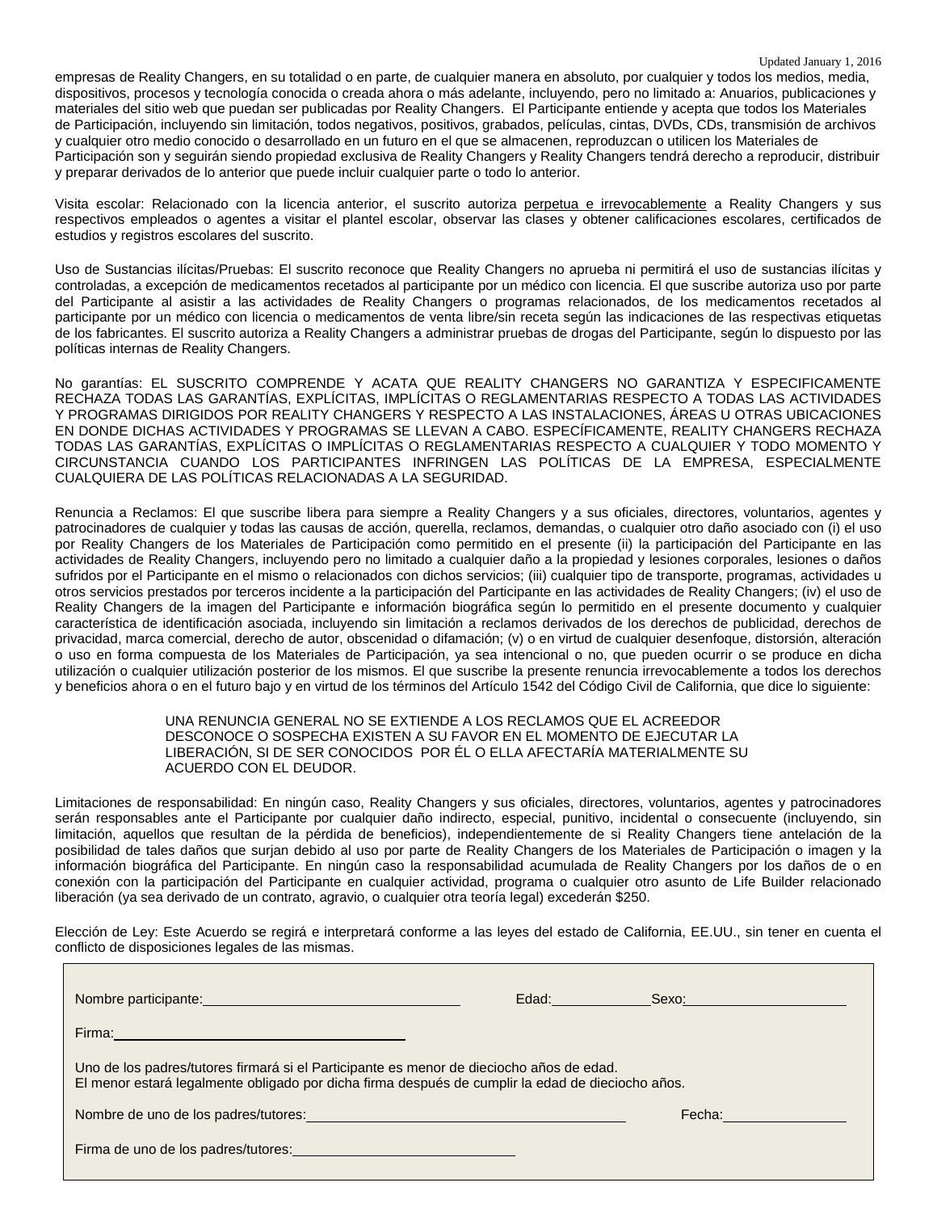empresas de Reality Changers, en su totalidad o en parte, de cualquier manera en absoluto, por cualquier y todos los medios, media, dispositivos, procesos y tecnología conocida o creada ahora o más adelante, incluyendo, pero no limitado a: Anuarios, publicaciones y materiales del sitio web que puedan ser publicadas por Reality Changers. El Participante entiende y acepta que todos los Materiales de Participación, incluyendo sin limitación, todos negativos, positivos, grabados, películas, cintas, DVDs, CDs, transmisión de archivos y cualquier otro medio conocido o desarrollado en un futuro en el que se almacenen, reproduzcan o utilicen los Materiales de Participación son y seguirán siendo propiedad exclusiva de Reality Changers y Reality Changers tendrá derecho a reproducir, distribuir y preparar derivados de lo anterior que puede incluir cualquier parte o todo lo anterior.

Visita escolar: Relacionado con la licencia anterior, el suscrito autoriza <u>perpetua e irrevocablemente</u> a Reality Changers y sus respectivos empleados o agentes a visitar el plantel escolar, observar las clases y obtener calificaciones escolares, certificados de estudios y registros escolares del suscrito.

Uso de Sustancias ilícitas/Pruebas: El suscrito reconoce que Reality Changers no aprueba ni permitirá el uso de sustancias ilícitas y controladas, a excepción de medicamentos recetados al participante por un médico con licencia. El que suscribe autoriza uso por parte del Participante al asistir a las actividades de Reality Changers o programas relacionados, de los medicamentos recetados al participante por un médico con licencia o medicamentos de venta libre/sin receta según las indicaciones de las respectivas etiquetas de los fabricantes. El suscrito autoriza a Reality Changers a administrar pruebas de drogas del Participante, según lo dispuesto por las políticas internas de Reality Changers.

No garantías: EL SUSCRITO COMPRENDE Y ACATA QUE REALITY CHANGERS NO GARANTIZA Y ESPECIFICAMENTE RECHAZA TODAS LAS GARANTÍAS, EXPLÍCITAS, IMPLÍCITAS O REGLAMENTARIAS RESPECTO A TODAS LAS ACTIVIDADES Y PROGRAMAS DIRIGIDOS POR REALITY CHANGERS Y RESPECTO A LAS INSTALACIONES, ÁREAS U OTRAS UBICACIONES EN DONDE DICHAS ACTIVIDADES Y PROGRAMAS SE LLEVAN A CABO. ESPECÍFICAMENTE, REALITY CHANGERS RECHAZA TODAS LAS GARANTÍAS, EXPLÍCITAS O IMPLÍCITAS O REGLAMENTARIAS RESPECTO A CUALQUIER Y TODO MOMENTO Y CIRCUNSTANCIA CUANDO LOS PARTICIPANTES INFRINGEN LAS POLÍTICAS DE LA EMPRESA, ESPECIALMENTE CUALQUIERA DE LAS POLÍTICAS RELACIONADAS A LA SEGURIDAD.

Renuncia a Reclamos: El que suscribe libera para siempre a Reality Changers y a sus oficiales, directores, voluntarios, agentes y patrocinadores de cualquier y todas las causas de acción, querella, reclamos, demandas, o cualquier otro daño asociado con (i) el uso por Reality Changers de los Materiales de Participación como permitido en el presente (ii) la participación del Participante en las actividades de Reality Changers, incluyendo pero no limitado a cualquier daño a la propiedad y lesiones corporales, lesiones o daños sufridos por el Participante en el mismo o relacionados con dichos servicios; (iii) cualquier tipo de transporte, programas, actividades u otros servicios prestados por terceros incidente a la participación del Participante en las actividades de Reality Changers; (iv) el uso de Reality Changers de la imagen del Participante e información biográfica según lo permitido en el presente documento y cualquier característica de identificación asociada, incluyendo sin limitación a reclamos derivados de los derechos de publicidad, derechos de privacidad, marca comercial, derecho de autor, obscenidad o difamación; (v) o en virtud de cualquier desenfoque, distorsión, alteración o uso en forma compuesta de los Materiales de Participación, ya sea intencional o no, que pueden ocurrir o se produce en dicha utilización o cualquier utilización posterior de los mismos. El que suscribe la presente renuncia irrevocablemente a todos los derechos y beneficios ahora o en el futuro bajo y en virtud de los términos del Artículo 1542 del Código Civil de California, que dice lo siguiente:

> UNA RENUNCIA GENERAL NO SE EXTIENDE A LOS RECLAMOS QUE EL ACREEDOR DESCONOCE O SOSPECHA EXISTEN A SU FAVOR EN EL MOMENTO DE EJECUTAR LA LIBERACIÓN, SI DE SER CONOCIDOS POR ÉL O ELLA AFECTARÍA MATERIALMENTE SU ACUERDO CON EL DEUDOR.

Limitaciones de responsabilidad: En ningún caso, Reality Changers y sus oficiales, directores, voluntarios, agentes y patrocinadores serán responsables ante el Participante por cualquier daño indirecto, especial, punitivo, incidental o consecuente (incluyendo, sin limitación, aquellos que resultan de la pérdida de beneficios), independientemente de si Reality Changers tiene antelación de la posibilidad de tales daños que surjan debido al uso por parte de Reality Changers de los Materiales de Participación o imagen y la información biográfica del Participante. En ningún caso la responsabilidad acumulada de Reality Changers por los daños de o en conexión con la participación del Participante en cualquier actividad, programa o cualquier otro asunto de Life Builder relacionado liberación (ya sea derivado de un contrato, agravio, o cualquier otra teoría legal) excederán $250.

Elección de Ley: Este Acuerdo se regirá e interpretará conforme a las leyes del estado de California, EE.UU., sin tener en cuenta el conflicto de disposiciones legales de las mismas.

Nombre participante:\_\_\_\_\_\_\_\_\_\_\_\_\_\_\_\_\_\_\_\_\_\_\_\_\_\_\_\_\_\_ Edad:\_\_\_\_\_\_\_\_\_\_ Sexo:\_\_\_\_\_\_\_\_\_\_\_\_\_\_\_\_\_

Firma:\_\_\_\_\_\_\_\_\_\_\_\_\_\_\_\_\_\_\_\_\_\_\_\_\_\_\_\_\_\_\_\_\_\_\_

Uno de los padres/tutores firmará si el Participante es menor de dieciocho años de edad.
El menor estará legalmente obligado por dicha firma después de cumplir la edad de dieciocho años.

Nombre de uno de los padres/tutores:\_\_\_\_\_\_\_\_\_\_\_\_\_\_\_\_\_\_\_\_\_\_\_\_\_\_\_\_\_\_\_\_\_\_\_ Fecha:\_\_\_\_\_\_\_\_\_\_\_\_\_

Firma de uno de los padres/tutores:\_\_\_\_\_\_\_\_\_\_\_\_\_\_\_\_\_\_\_\_\_\_\_\_\_\_